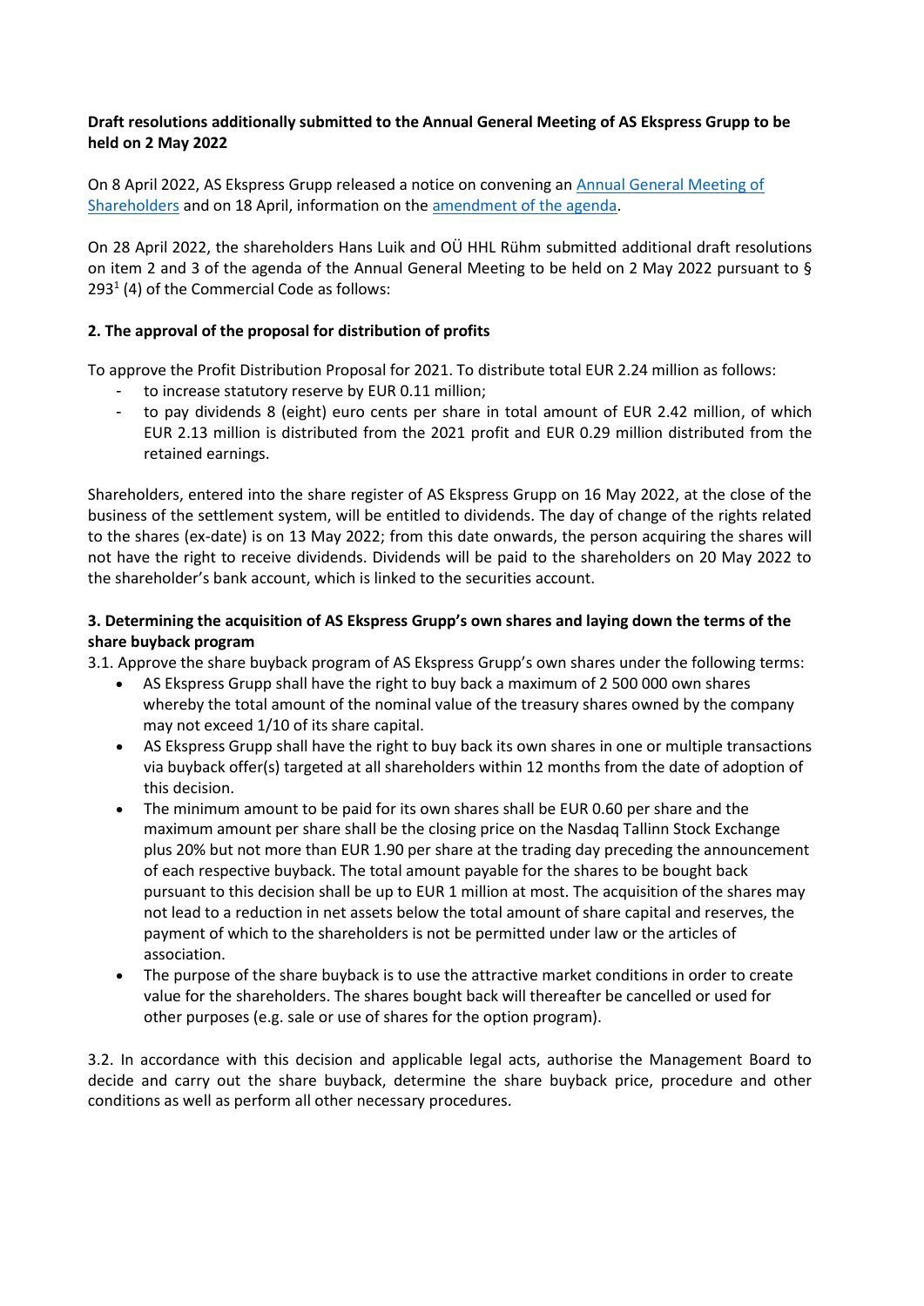**Draft resolutions additionally submitted to the Annual General Meeting of AS Ekspress Grupp to be held on 2 May 2022**

On 8 April 2022, AS Ekspress Grupp released a notice on convening an [Annual General Meeting of Shareholders] and on 18 April, information on the [amendment of the agenda].

On 28 April 2022, the shareholders Hans Luik and OÜ HHL Rühm submitted additional draft resolutions on item 2 and 3 of the agenda of the Annual General Meeting to be held on 2 May 2022 pursuant to § 293[1] (4) of the Commercial Code as follows:

**2. The approval of the proposal for distribution of profits**

To approve the Profit Distribution Proposal for 2021. To distribute total EUR 2.24 million as follows:

- to increase statutory reserve by EUR 0.11 million;
- to pay dividends 8 (eight) euro cents per share in total amount of EUR 2.42 million, of which EUR 2.13 million is distributed from the 2021 profit and EUR 0.29 million distributed from the retained earnings.

Shareholders, entered into the share register of AS Ekspress Grupp on 16 May 2022, at the close of the business of the settlement system, will be entitled to dividends. The day of change of the rights related to the shares (ex-date) is on 13 May 2022; from this date onwards, the person acquiring the shares will not have the right to receive dividends. Dividends will be paid to the shareholders on 20 May 2022 to the shareholder's bank account, which is linked to the securities account.

**3. Determining the acquisition of AS Ekspress Grupp's own shares and laying down the terms of the share buyback program**

3.1. Approve the share buyback program of AS Ekspress Grupp's own shares under the following terms:

- AS Ekspress Grupp shall have the right to buy back a maximum of 2 500 000 own shares whereby the total amount of the nominal value of the treasury shares owned by the company may not exceed 1/10 of its share capital.
- AS Ekspress Grupp shall have the right to buy back its own shares in one or multiple transactions via buyback offer(s) targeted at all shareholders within 12 months from the date of adoption of this decision.
- The minimum amount to be paid for its own shares shall be EUR 0.60 per share and the maximum amount per share shall be the closing price on the Nasdaq Tallinn Stock Exchange plus 20% but not more than EUR 1.90 per share at the trading day preceding the announcement of each respective buyback. The total amount payable for the shares to be bought back pursuant to this decision shall be up to EUR 1 million at most. The acquisition of the shares may not lead to a reduction in net assets below the total amount of share capital and reserves, the payment of which to the shareholders is not be permitted under law or the articles of association.
- The purpose of the share buyback is to use the attractive market conditions in order to create value for the shareholders. The shares bought back will thereafter be cancelled or used for other purposes (e.g. sale or use of shares for the option program).

3.2. In accordance with this decision and applicable legal acts, authorise the Management Board to decide and carry out the share buyback, determine the share buyback price, procedure and other conditions as well as perform all other necessary procedures.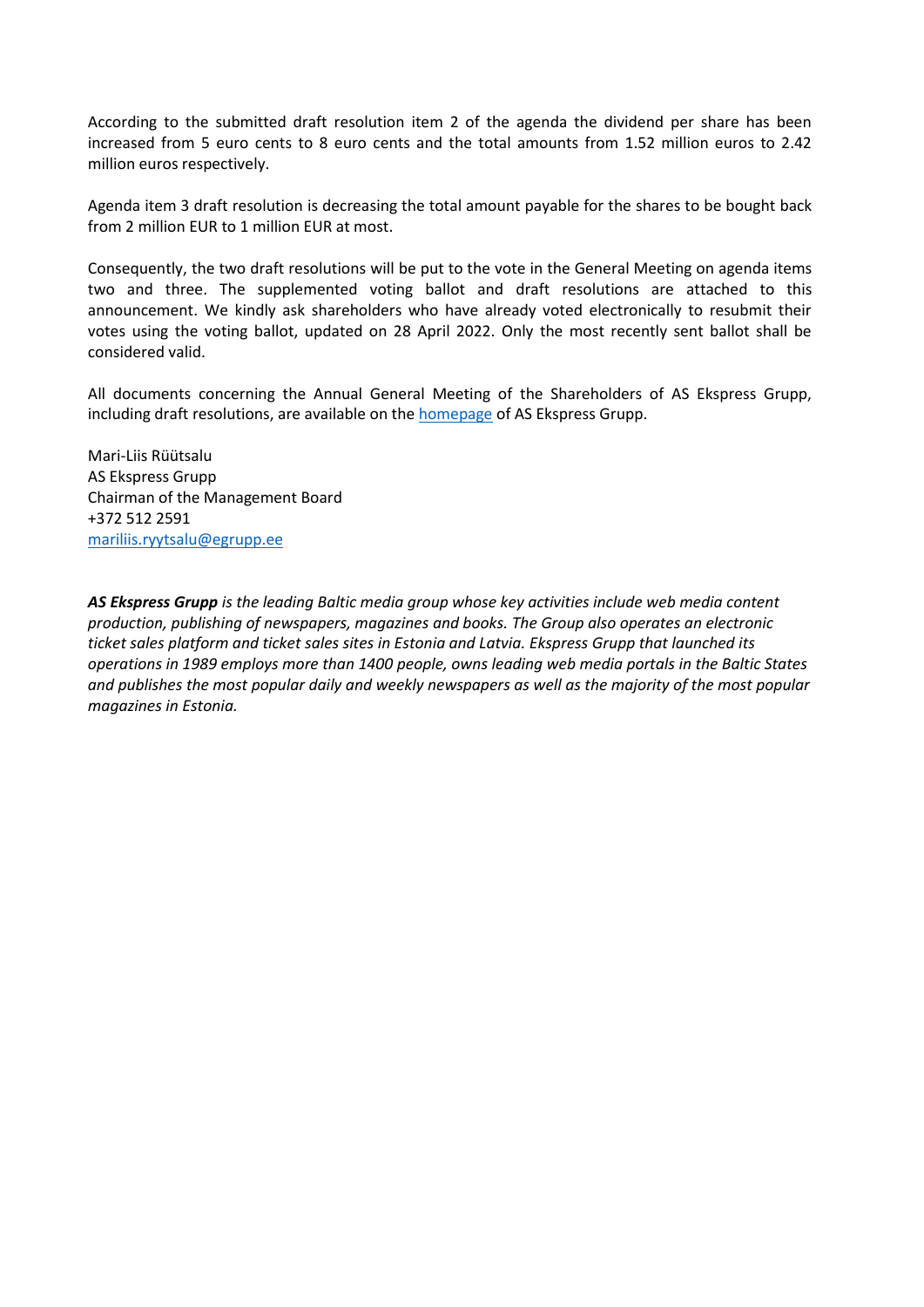According to the submitted draft resolution item 2 of the agenda the dividend per share has been increased from 5 euro cents to 8 euro cents and the total amounts from 1.52 million euros to 2.42 million euros respectively.

Agenda item 3 draft resolution is decreasing the total amount payable for the shares to be bought back from 2 million EUR to 1 million EUR at most.

Consequently, the two draft resolutions will be put to the vote in the General Meeting on agenda items two and three. The supplemented voting ballot and draft resolutions are attached to this announcement. We kindly ask shareholders who have already voted electronically to resubmit their votes using the voting ballot, updated on 28 April 2022. Only the most recently sent ballot shall be considered valid.

All documents concerning the Annual General Meeting of the Shareholders of AS Ekspress Grupp, including draft resolutions, are available on the [homepage](homepage) of AS Ekspress Grupp.

Mari-Liis Rüütsalu
AS Ekspress Grupp
Chairman of the Management Board
+372 512 2591
[mariliis.ryytsalu@egrupp.ee](mailto:mariliis.ryytsalu@egrupp.ee)

***AS Ekspress Grupp** is the leading Baltic media group whose key activities include web media content production, publishing of newspapers, magazines and books. The Group also operates an electronic ticket sales platform and ticket sales sites in Estonia and Latvia. Ekspress Grupp that launched its operations in 1989 employs more than 1400 people, owns leading web media portals in the Baltic States and publishes the most popular daily and weekly newspapers as well as the majority of the most popular magazines in Estonia.*